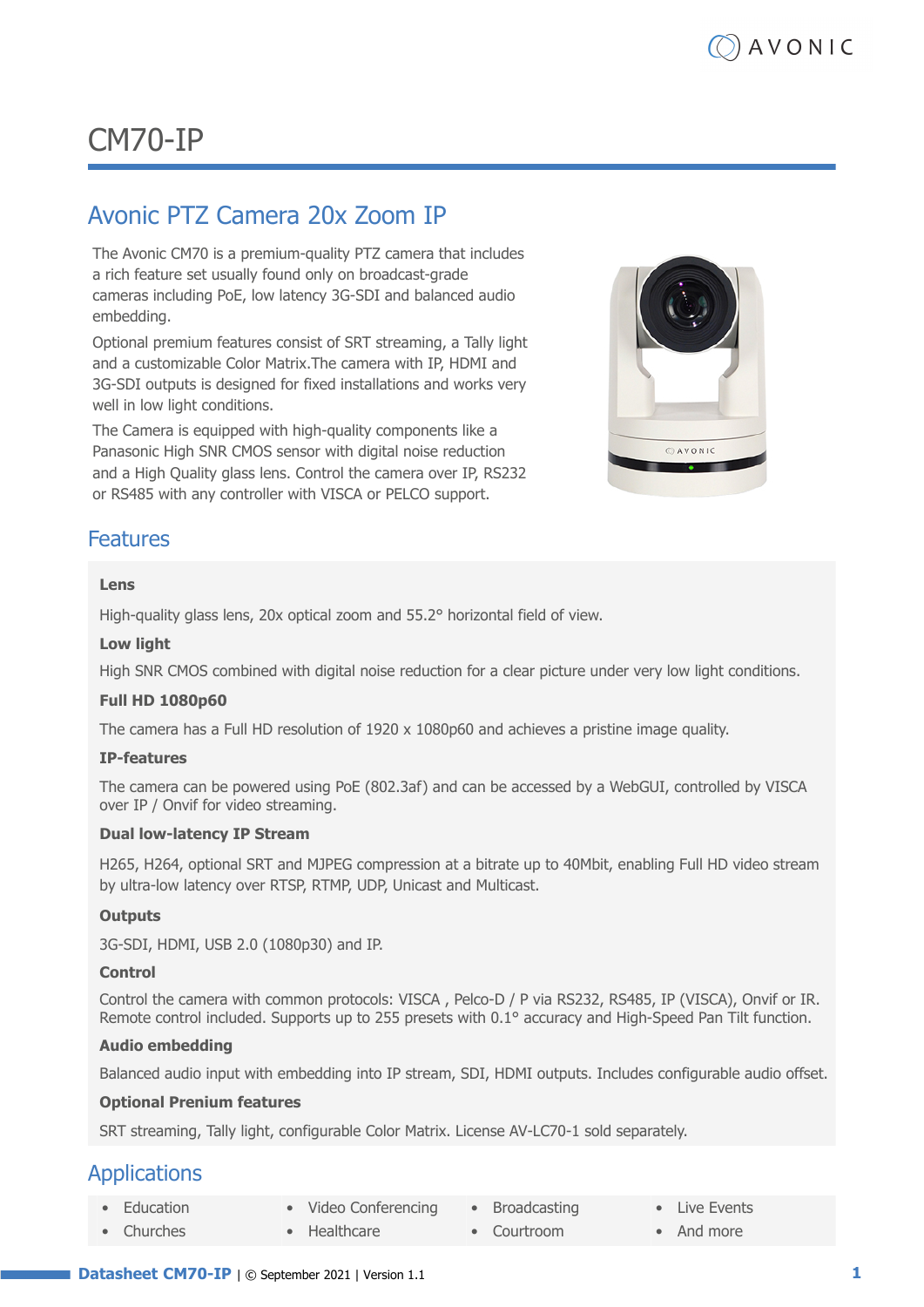# CM70-IP

## Avonic PTZ Camera 20x Zoom IP

The Avonic CM70 is a premium-quality PTZ camera that includes a rich feature set usually found only on broadcast-grade cameras including PoE, low latency 3G-SDI and balanced audio embedding.

Optional premium features consist of SRT streaming, a Tally light and a customizable Color Matrix.The camera with IP, HDMI and 3G-SDI outputs is designed for fixed installations and works very well in low light conditions.

The Camera is equipped with high-quality components like a Panasonic High SNR CMOS sensor with digital noise reduction and a High Quality glass lens. Control the camera over IP, RS232 or RS485 with any controller with VISCA or PELCO support.

## Features

**Lens**

High-quality glass lens, 20x optical zoom and 55.2° horizontal field of view.

**Low light**

High SNR CMOS combined with digital noise reduction for a clear picture under very low light conditions.

**Full HD 1080p60**

The camera has a Full HD resolution of 1920 x 1080p60 and achieves a pristine image quality.

**IP-features**

The camera can be powered using PoE (802.3af) and can be accessed by a WebGUI, controlled by VISCA over IP / Onvif for video streaming.

**Dual low-latency IP Stream**

H265, H264, optional SRT and MJPEG compression at a bitrate up to 40Mbit, enabling Full HD video stream by ultra-low latency over RTSP, RTMP, UDP, Unicast and Multicast.

**Outputs**

3G-SDI, HDMI, USB 2.0 (1080p30) and IP.

**Control**

Control the camera with common protocols: VISCA , Pelco-D / P via RS232, RS485, IP (VISCA), Onvif or IR. Remote control included. Supports up to 255 presets with 0.1° accuracy and High-Speed Pan Tilt function.

**Audio embedding**

Balanced audio input with embedding into IP stream, SDI, HDMI outputs. Includes configurable audio offset.

**Optional Prenium features**

SRT streaming, Tally light, configurable Color Matrix. License AV-LC70-1 sold separately.

## Applications

- Education
- Churches
- Video Conferencing
- Healthcare
- Broadcasting
- Courtroom
- Live Events
- And more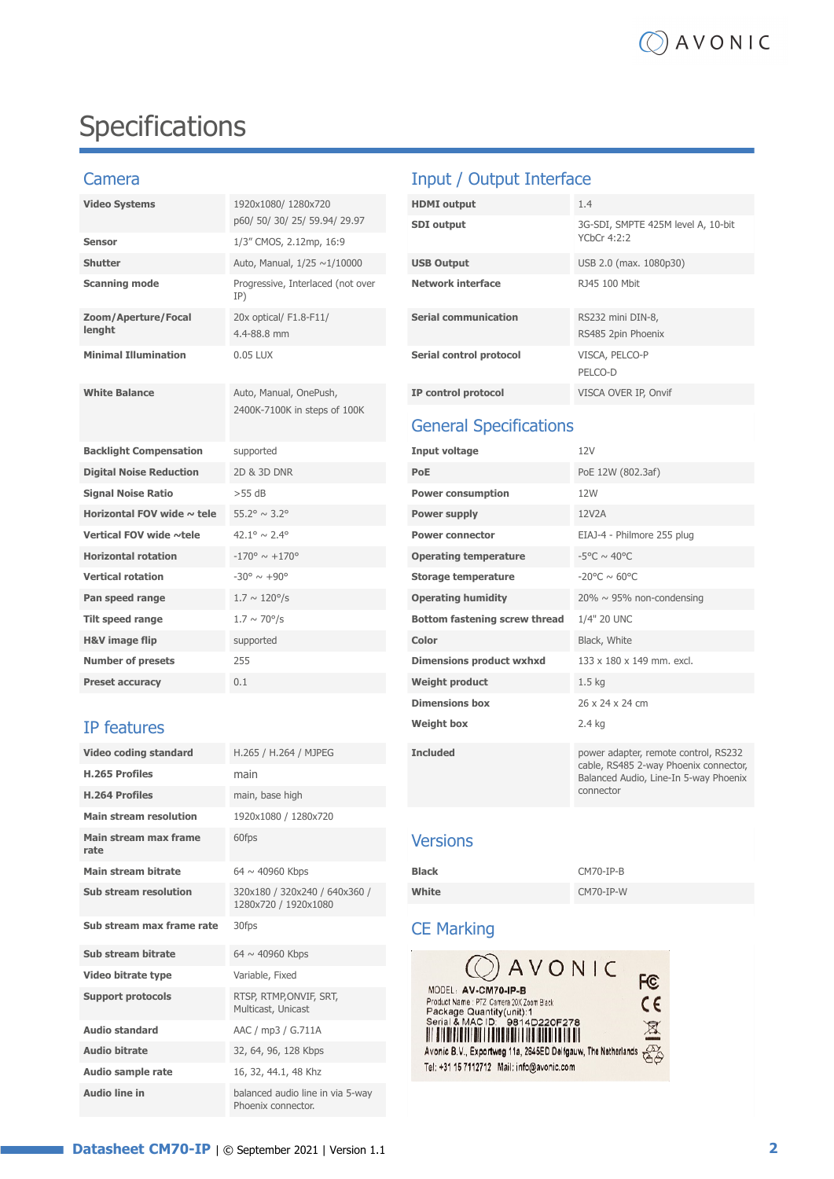# Specifications

## Camera

| | |
|---|---|
| **Video Systems** | 1920x1080/ 1280x720 p60/ 50/ 30/ 25/ 59.94/ 29.97 |
| **Sensor** | 1/3" CMOS, 2.12mp, 16:9 |
| **Shutter** | Auto, Manual, 1/25 ~1/10000 |
| **Scanning mode** | Progressive, Interlaced (not over IP) |
| **Zoom/Aperture/Focal lenght** | 20x optical/ F1.8-F11/ 4.4-88.8 mm |
| **Minimal Illumination** | 0.05 LUX |
| **White Balance** | Auto, Manual, OnePush, 2400K-7100K in steps of 100K |
| **Backlight Compensation** | supported |
| **Digital Noise Reduction** | 2D & 3D DNR |
| **Signal Noise Ratio** | >55 dB |
| **Horizontal FOV wide ~ tele** | 55.2° ~ 3.2° |
| **Vertical FOV wide ~tele** | 42.1° ~ 2.4° |
| **Horizontal rotation** | -170° ~ +170° |
| **Vertical rotation** | -30° ~ +90° |
| **Pan speed range** | 1.7 ~ 120°/s |
| **Tilt speed range** | 1.7 ~ 70°/s |
| **H&V image flip** | supported |
| **Number of presets** | 255 |
| **Preset accuracy** | 0.1 |

## IP features

| | |
|---|---|
| **Video coding standard** | H.265 / H.264 / MJPEG |
| **H.265 Profiles** | main |
| **H.264 Profiles** | main, base high |
| **Main stream resolution** | 1920x1080 / 1280x720 |
| **Main stream max frame rate** | 60fps |
| **Main stream bitrate** | 64 ~ 40960 Kbps |
| **Sub stream resolution** | 320x180 / 320x240 / 640x360 / 1280x720 / 1920x1080 |
| **Sub stream max frame rate** | 30fps |
| **Sub stream bitrate** | 64 ~ 40960 Kbps |
| **Video bitrate type** | Variable, Fixed |
| **Support protocols** | RTSP, RTMP,ONVIF, SRT, Multicast, Unicast |
| **Audio standard** | AAC / mp3 / G.711A |
| **Audio bitrate** | 32, 64, 96, 128 Kbps |
| **Audio sample rate** | 16, 32, 44.1, 48 Khz |
| **Audio line in** | balanced audio line in via 5-way Phoenix connector. |

## Input / Output Interface

| | |
|---|---|
| **HDMI output** | 1.4 |
| **SDI output** | 3G-SDI, SMPTE 425M level A, 10-bit YCbCr 4:2:2 |
| **USB Output** | USB 2.0 (max. 1080p30) |
| **Network interface** | RJ45 100 Mbit |
| **Serial communication** | RS232 mini DIN-8, RS485 2pin Phoenix |
| **Serial control protocol** | VISCA, PELCO-P PELCO-D |
| **IP control protocol** | VISCA OVER IP, Onvif |

## General Specifications

| | |
|---|---|
| **Input voltage** | 12V |
| **PoE** | PoE 12W (802.3af) |
| **Power consumption** | 12W |
| **Power supply** | 12V2A |
| **Power connector** | EIAJ-4 - Philmore 255 plug |
| **Operating temperature** | -5°C ~ 40°C |
| **Storage temperature** | -20°C ~ 60°C |
| **Operating humidity** | 20% ~ 95% non-condensing |
| **Bottom fastening screw thread** | 1/4" 20 UNC |
| **Color** | Black, White |
| **Dimensions product wxhxd** | 133 x 180 x 149 mm. excl. |
| **Weight product** | 1.5 kg |
| **Dimensions box** | 26 x 24 x 24 cm |
| **Weight box** | 2.4 kg |
| **Included** | power adapter, remote control, RS232 cable, RS485 2-way Phoenix connector, Balanced Audio, Line-In 5-way Phoenix connector |

## Versions

| | |
|---|---|
| **Black** | CM70-IP-B |
| **White** | CM70-IP-W |

## CE Marking

AVONIC

MODEL: AV-CM70-IP-B
Product Name: PTZ Camera 20X Zoom Black
Package Quantity(unit): 1
Serial & MAC ID: 9814D220F278
Avonic B.V., Exportweg 11a, 2645ED Delfgauw, The Netherlands
Tel: +31 15 7112712 Mail: info@avonic.com

**Datasheet CM70-IP** | © September 2021 | Version 1.1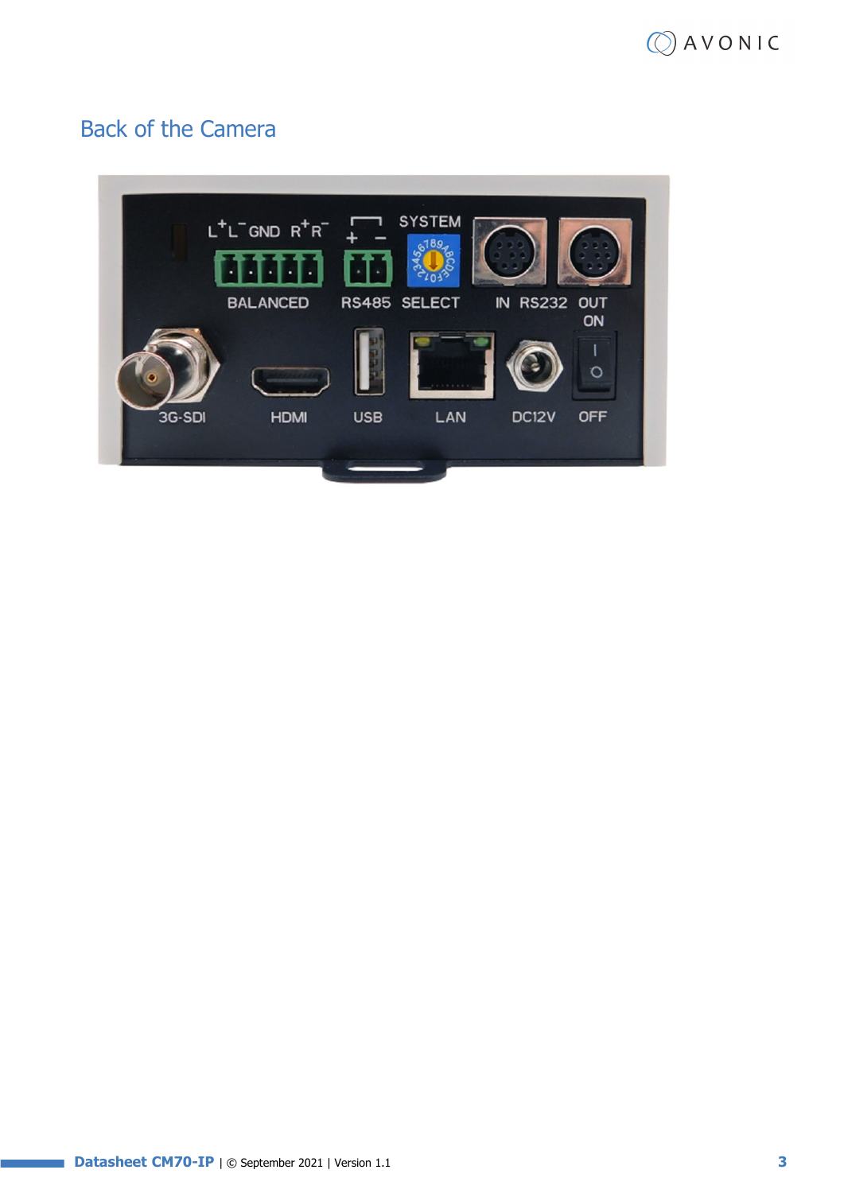## Back of the Camera